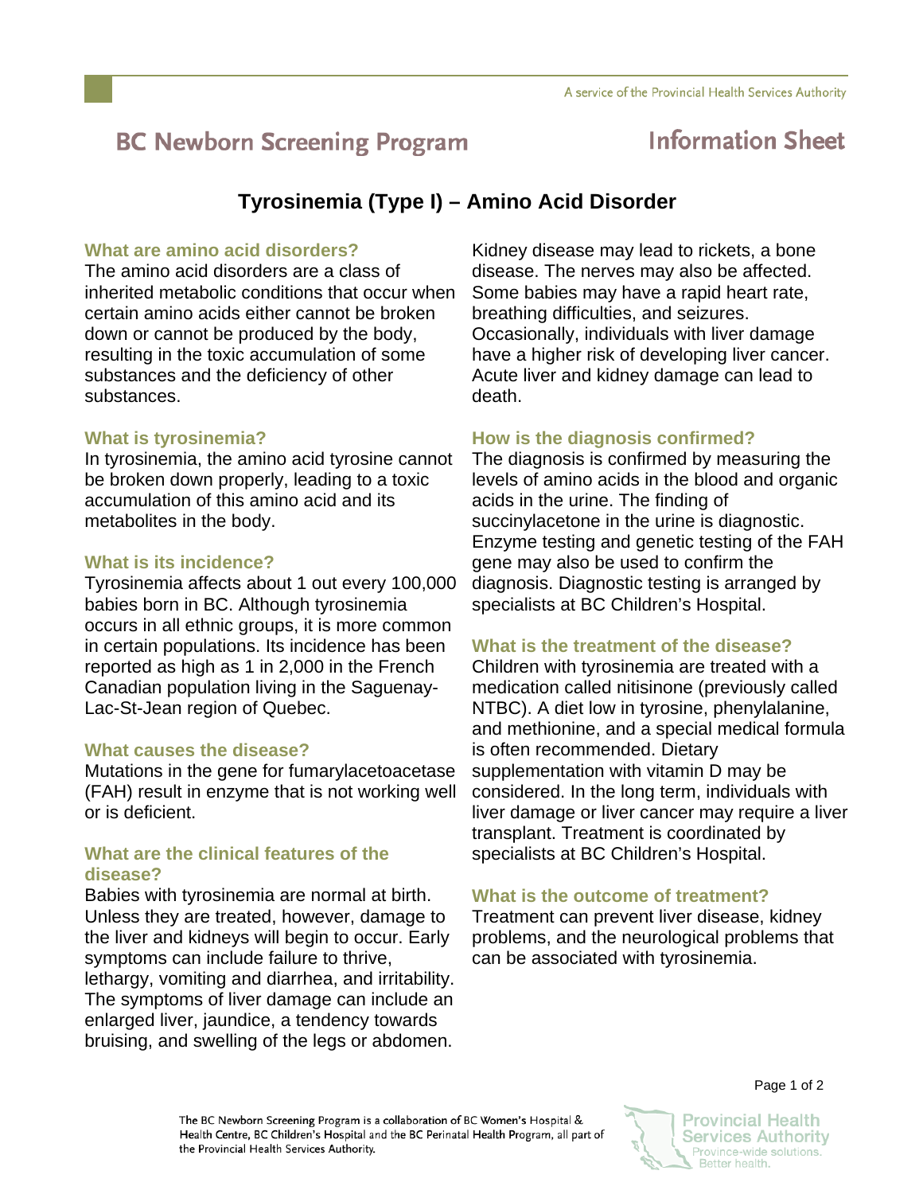A service of the Provincial Health Services Authority

# BC Newborn Screening Program — Information Sheet

## Tyrosinemia (Type I) – Amino Acid Disorder

### What are amino acid disorders?

The amino acid disorders are a class of inherited metabolic conditions that occur when certain amino acids either cannot be broken down or cannot be produced by the body, resulting in the toxic accumulation of some substances and the deficiency of other substances.

### What is tyrosinemia?

In tyrosinemia, the amino acid tyrosine cannot be broken down properly, leading to a toxic accumulation of this amino acid and its metabolites in the body.

### What is its incidence?

Tyrosinemia affects about 1 out every 100,000 babies born in BC. Although tyrosinemia occurs in all ethnic groups, it is more common in certain populations. Its incidence has been reported as high as 1 in 2,000 in the French Canadian population living in the Saguenay-Lac-St-Jean region of Quebec.

### What causes the disease?

Mutations in the gene for fumarylacetoacetase (FAH) result in enzyme that is not working well or is deficient.

### What are the clinical features of the disease?

Babies with tyrosinemia are normal at birth. Unless they are treated, however, damage to the liver and kidneys will begin to occur. Early symptoms can include failure to thrive, lethargy, vomiting and diarrhea, and irritability. The symptoms of liver damage can include an enlarged liver, jaundice, a tendency towards bruising, and swelling of the legs or abdomen. Kidney disease may lead to rickets, a bone disease. The nerves may also be affected. Some babies may have a rapid heart rate, breathing difficulties, and seizures. Occasionally, individuals with liver damage have a higher risk of developing liver cancer. Acute liver and kidney damage can lead to death.

### How is the diagnosis confirmed?

The diagnosis is confirmed by measuring the levels of amino acids in the blood and organic acids in the urine. The finding of succinylacetone in the urine is diagnostic. Enzyme testing and genetic testing of the FAH gene may also be used to confirm the diagnosis. Diagnostic testing is arranged by specialists at BC Children's Hospital.

### What is the treatment of the disease?

Children with tyrosinemia are treated with a medication called nitisinone (previously called NTBC). A diet low in tyrosine, phenylalanine, and methionine, and a special medical formula is often recommended. Dietary supplementation with vitamin D may be considered. In the long term, individuals with liver damage or liver cancer may require a liver transplant. Treatment is coordinated by specialists at BC Children's Hospital.

### What is the outcome of treatment?

Treatment can prevent liver disease, kidney problems, and the neurological problems that can be associated with tyrosinemia.

The BC Newborn Screening Program is a collaboration of BC Women's Hospital & Health Centre, BC Children's Hospital and the BC Perinatal Health Program, all part of the Provincial Health Services Authority.

Provincial Health Services Authority — Province-wide solutions. Better health.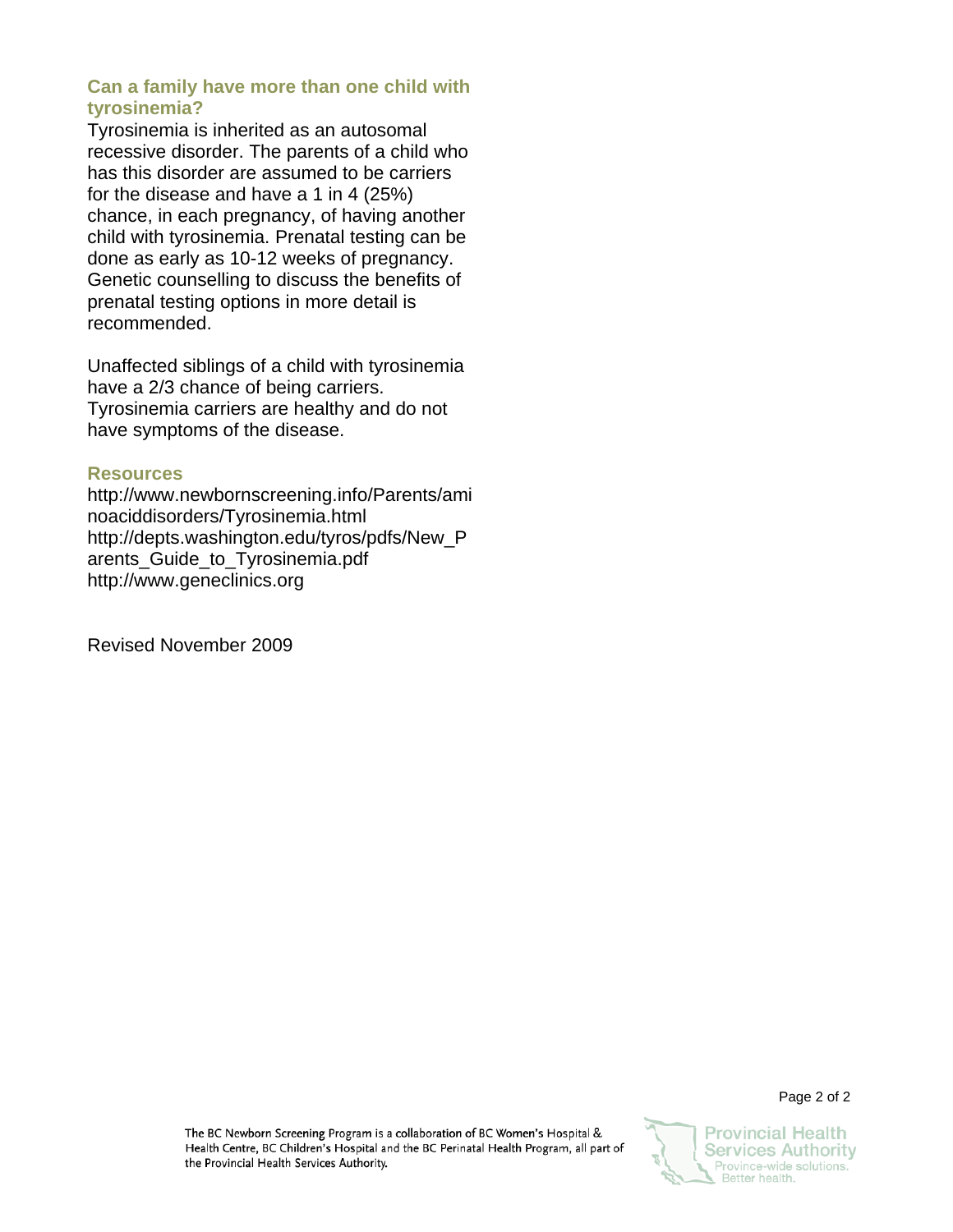## Can a family have more than one child with tyrosinemia?

Tyrosinemia is inherited as an autosomal recessive disorder. The parents of a child who has this disorder are assumed to be carriers for the disease and have a 1 in 4 (25%) chance, in each pregnancy, of having another child with tyrosinemia. Prenatal testing can be done as early as 10-12 weeks of pregnancy. Genetic counselling to discuss the benefits of prenatal testing options in more detail is recommended.

Unaffected siblings of a child with tyrosinemia have a 2/3 chance of being carriers. Tyrosinemia carriers are healthy and do not have symptoms of the disease.

## Resources

http://www.newbornscreening.info/Parents/aminoaciddisorders/Tyrosinemia.html
http://depts.washington.edu/tyros/pdfs/New_Parents_Guide_to_Tyrosinemia.pdf
http://www.geneclinics.org

Revised November 2009

The BC Newborn Screening Program is a collaboration of BC Women's Hospital & Health Centre, BC Children's Hospital and the BC Perinatal Health Program, all part of the Provincial Health Services Authority.

Provincial Health Services Authority
Province-wide solutions. Better health.